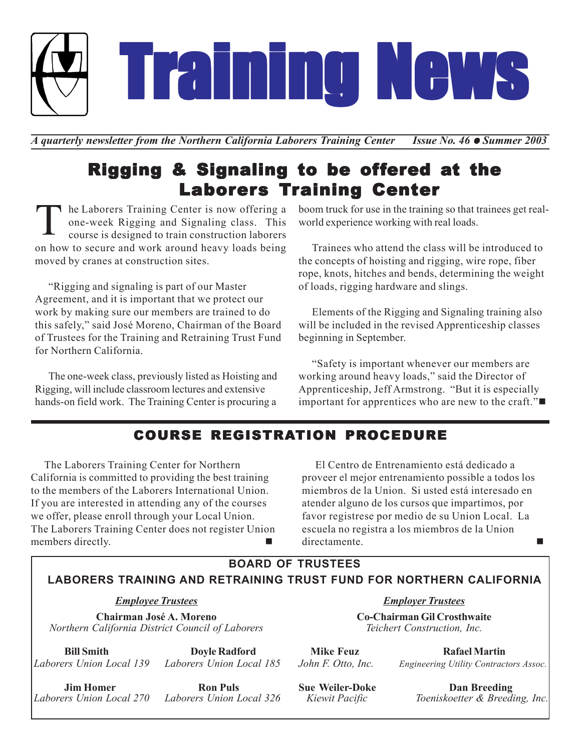# Training News

*A quarterly newsletter from the Northern California Laborers Training Center* *Issue No. 46 ● Summer 2003*

## Rigging & Signaling to be offered at the Laborers Training Center

The Laborers Training Center is now offering a one-week Rigging and Signaling class. This course is designed to train construction laborers on how to secure and work around heavy loads being moved by cranes at construction sites.

"Rigging and signaling is part of our Master Agreement, and it is important that we protect our work by making sure our members are trained to do this safely," said José Moreno, Chairman of the Board of Trustees for the Training and Retraining Trust Fund for Northern California.

The one-week class, previously listed as Hoisting and Rigging, will include classroom lectures and extensive hands-on field work. The Training Center is procuring a boom truck for use in the training so that trainees get real-world experience working with real loads.

Trainees who attend the class will be introduced to the concepts of hoisting and rigging, wire rope, fiber rope, knots, hitches and bends, determining the weight of loads, rigging hardware and slings.

Elements of the Rigging and Signaling training also will be included in the revised Apprenticeship classes beginning in September.

"Safety is important whenever our members are working around heavy loads," said the Director of Apprenticeship, Jeff Armstrong. "But it is especially important for apprentices who are new to the craft."■

## COURSE REGISTRATION PROCEDURE

The Laborers Training Center for Northern California is committed to providing the best training to the members of the Laborers International Union. If you are interested in attending any of the courses we offer, please enroll through your Local Union. The Laborers Training Center does not register Union members directly. ■

El Centro de Entrenamiento está dedicado a proveer el mejor entrenamiento possible a todos los miembros de la Union. Si usted está interesado en atender alguno de los cursos que impartimos, por favor registrese por medio de su Union Local. La escuela no registra a los miembros de la Union directamente. ■

### BOARD OF TRUSTEES
### LABORERS TRAINING AND RETRAINING TRUST FUND FOR NORTHERN CALIFORNIA

***Employee Trustees***

**Chairman José A. Moreno**
*Northern California District Council of Laborers*

**Bill Smith**
*Laborers Union Local 139*

**Doyle Radford**
*Laborers Union Local 185*

**Jim Homer**
*Laborers Union Local 270*

**Ron Puls**
*Laborers Union Local 326*

***Employer Trustees***

**Co-Chairman Gil Crosthwaite**
*Teichert Construction, Inc.*

**Mike Feuz**
*John F. Otto, Inc.*

**Rafael Martin**
*Engineering Utility Contractors Assoc.*

**Sue Weiler-Doke**
*Kiewit Pacific*

**Dan Breeding**
*Toeniskoetter & Breeding, Inc.*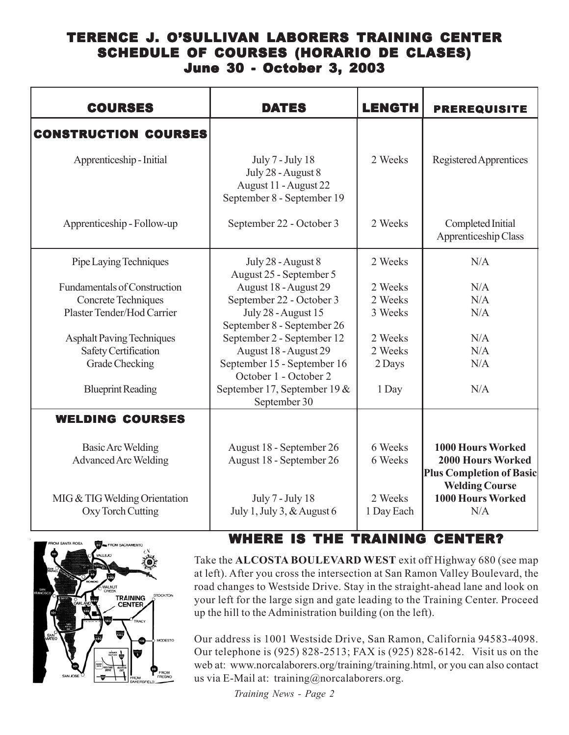# TERENCE J. O'SULLIVAN LABORERS TRAINING CENTER
## SCHEDULE OF COURSES (HORARIO DE CLASES)
### June 30 - October 3, 2003

| COURSES | DATES | LENGTH | PREREQUISITE |
|---|---|---|---|
| **CONSTRUCTION COURSES** | | | |
| Apprenticeship - Initial | July 7 - July 18<br>July 28 - August 8<br>August 11 - August 22<br>September 8 - September 19 | 2 Weeks | Registered Apprentices |
| Apprenticeship - Follow-up | September 22 - October 3 | 2 Weeks | Completed Initial Apprenticeship Class |
| Pipe Laying Techniques | July 28 - August 8<br>August 25 - September 5 | 2 Weeks | N/A |
| Fundamentals of Construction | August 18 - August 29 | 2 Weeks | N/A |
| Concrete Techniques | September 22 - October 3 | 2 Weeks | N/A |
| Plaster Tender/Hod Carrier | July 28 - August 15<br>September 8 - September 26 | 3 Weeks | N/A |
| Asphalt Paving Techniques | September 2 - September 12 | 2 Weeks | N/A |
| Safety Certification | August 18 - August 29 | 2 Weeks | N/A |
| Grade Checking | September 15 - September 16<br>October 1 - October 2 | 2 Days | N/A |
| Blueprint Reading | September 17, September 19 & September 30 | 1 Day | N/A |
| **WELDING COURSES** | | | |
| Basic Arc Welding | August 18 - September 26 | 6 Weeks | **1000 Hours Worked** |
| Advanced Arc Welding | August 18 - September 26 | 6 Weeks | **2000 Hours Worked Plus Completion of Basic Welding Course** |
| MIG & TIG Welding Orientation | July 7 - July 18 | 2 Weeks | **1000 Hours Worked** |
| Oxy Torch Cutting | July 1, July 3, & August 6 | 1 Day Each | N/A |

## WHERE IS THE TRAINING CENTER?

Take the **ALCOSTA BOULEVARD WEST** exit off Highway 680 (see map at left). After you cross the intersection at San Ramon Valley Boulevard, the road changes to Westside Drive. Stay in the straight-ahead lane and look on your left for the large sign and gate leading to the Training Center. Proceed up the hill to the Administration building (on the left).

Our address is 1001 Westside Drive, San Ramon, California 94583-4098. Our telephone is (925) 828-2513; FAX is (925) 828-6142. Visit us on the web at: www.norcalaborers.org/training/training.html, or you can also contact us via E-Mail at: training@norcalaborers.org.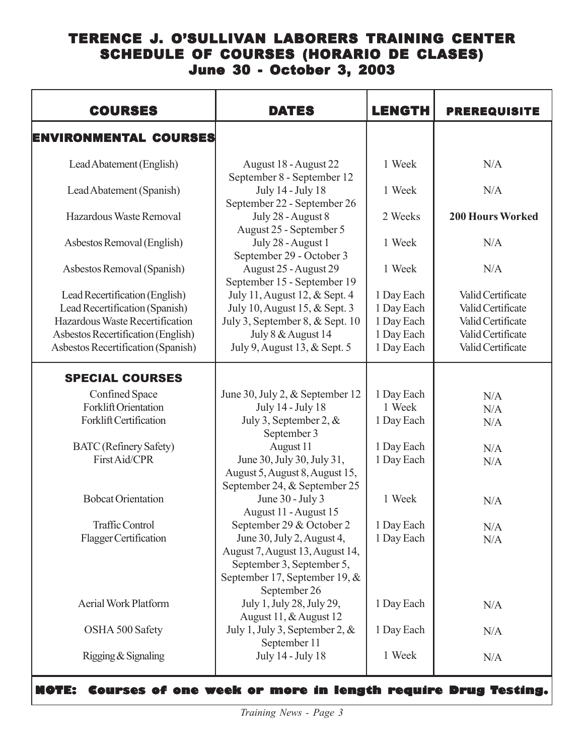# TERENCE J. O'SULLIVAN LABORERS TRAINING CENTER
## SCHEDULE OF COURSES (HORARIO DE CLASES)
### June 30 - October 3, 2003

| COURSES | DATES | LENGTH | PREREQUISITE |
|---|---|---|---|
| **ENVIRONMENTAL COURSES** | | | |
| Lead Abatement (English) | August 18 - August 22<br>September 8 - September 12 | 1 Week | N/A |
| Lead Abatement (Spanish) | July 14 - July 18<br>September 22 - September 26 | 1 Week | N/A |
| Hazardous Waste Removal | July 28 - August 8<br>August 25 - September 5 | 2 Weeks | **200 Hours Worked** |
| Asbestos Removal (English) | July 28 - August 1<br>September 29 - October 3 | 1 Week | N/A |
| Asbestos Removal (Spanish) | August 25 - August 29<br>September 15 - September 19 | 1 Week | N/A |
| Lead Recertification (English) | July 11, August 12, & Sept. 4 | 1 Day Each | Valid Certificate |
| Lead Recertification (Spanish) | July 10, August 15, & Sept. 3 | 1 Day Each | Valid Certificate |
| Hazardous Waste Recertification | July 3, September 8, & Sept. 10 | 1 Day Each | Valid Certificate |
| Asbestos Recertification (English) | July 8 & August 14 | 1 Day Each | Valid Certificate |
| Asbestos Recertification (Spanish) | July 9, August 13, & Sept. 5 | 1 Day Each | Valid Certificate |
| **SPECIAL COURSES** | | | |
| Confined Space | June 30, July 2, & September 12 | 1 Day Each | N/A |
| Forklift Orientation | July 14 - July 18 | 1 Week | N/A |
| Forklift Certification | July 3, September 2, & September 3 | 1 Day Each | N/A |
| BATC (Refinery Safety) | August 11 | 1 Day Each | N/A |
| First Aid/CPR | June 30, July 30, July 31, August 5, August 8, August 15, September 24, & September 25 | 1 Day Each | N/A |
| Bobcat Orientation | June 30 - July 3<br>August 11 - August 15 | 1 Week | N/A |
| Traffic Control | September 29 & October 2 | 1 Day Each | N/A |
| Flagger Certification | June 30, July 2, August 4, August 7, August 13, August 14, September 3, September 5, September 17, September 19, & September 26 | 1 Day Each | N/A |
| Aerial Work Platform | July 1, July 28, July 29, August 11, & August 12 | 1 Day Each | N/A |
| OSHA 500 Safety | July 1, July 3, September 2, & September 11 | 1 Day Each | N/A |
| Rigging & Signaling | July 14 - July 18 | 1 Week | N/A |

**NOTE: Courses of one week or more in length require Drug Testing.**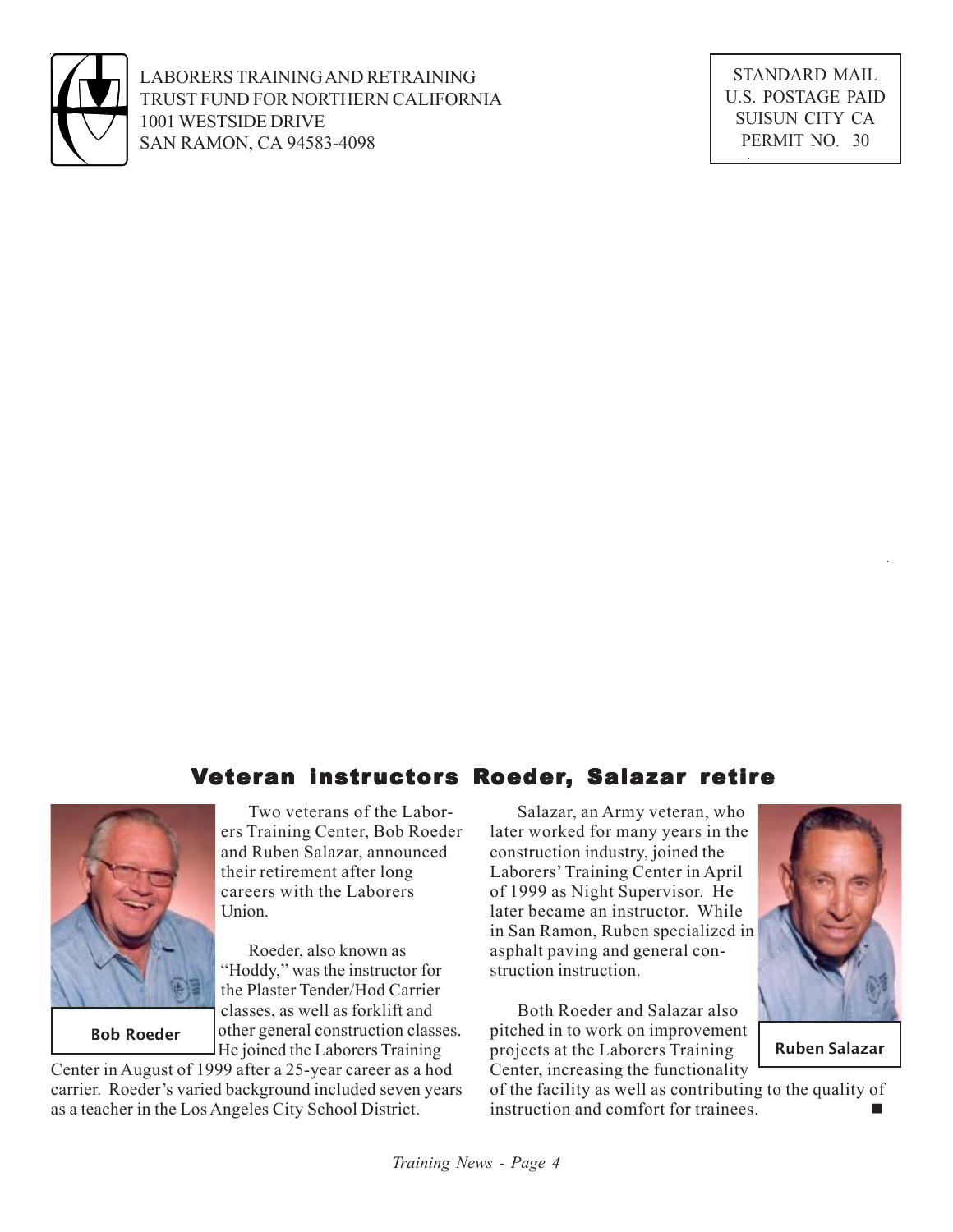LABORERS TRAINING AND RETRAINING
TRUST FUND FOR NORTHERN CALIFORNIA
1001 WESTSIDE DRIVE
SAN RAMON, CA 94583-4098

STANDARD MAIL
U.S. POSTAGE PAID
SUISUN CITY CA
PERMIT NO. 30

## Veteran Instructors Roeder, Salazar retire

Bob Roeder

Two veterans of the Laborers Training Center, Bob Roeder and Ruben Salazar, announced their retirement after long careers with the Laborers Union.

Roeder, also known as "Hoddy," was the instructor for the Plaster Tender/Hod Carrier classes, as well as forklift and other general construction classes. He joined the Laborers Training Center in August of 1999 after a 25-year career as a hod carrier. Roeder's varied background included seven years as a teacher in the Los Angeles City School District.

Salazar, an Army veteran, who later worked for many years in the construction industry, joined the Laborers' Training Center in April of 1999 as Night Supervisor. He later became an instructor. While in San Ramon, Ruben specialized in asphalt paving and general construction instruction.

Both Roeder and Salazar also pitched in to work on improvement projects at the Laborers Training Center, increasing the functionality of the facility as well as contributing to the quality of instruction and comfort for trainees. ■

Ruben Salazar